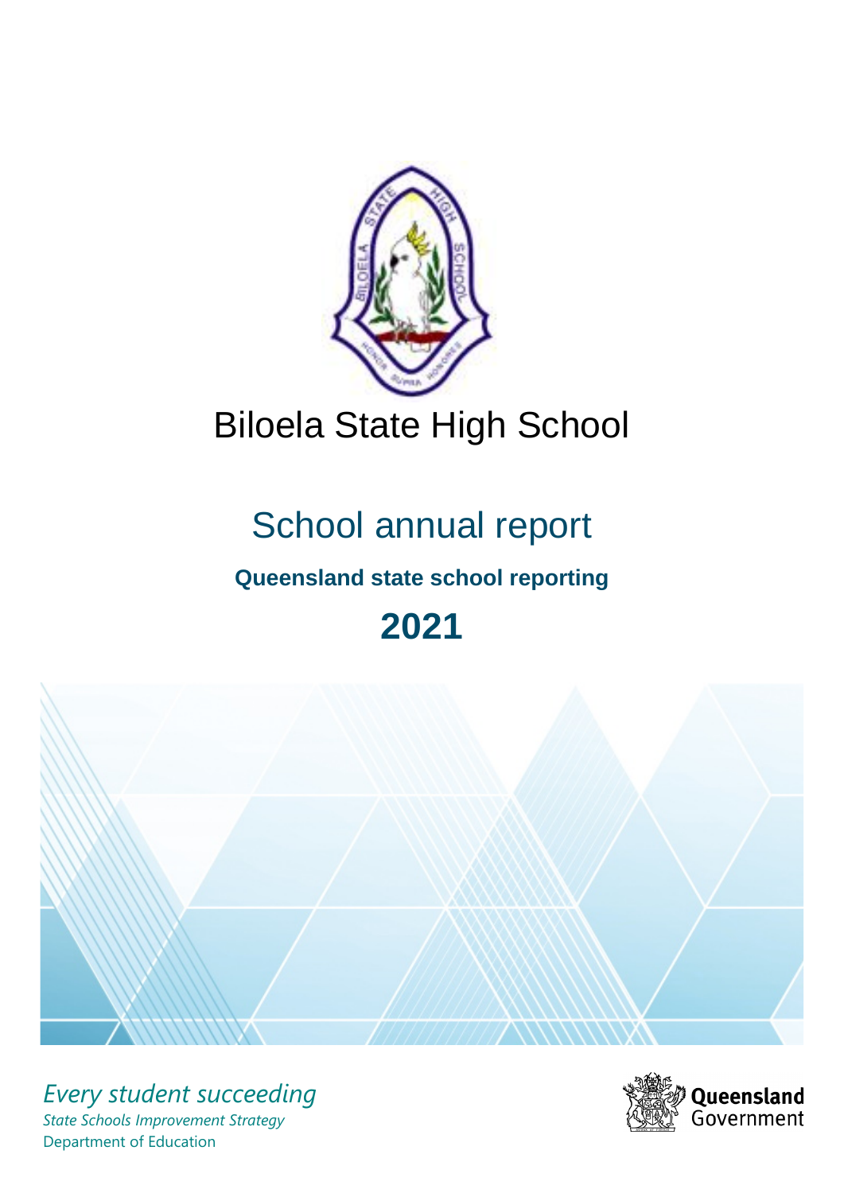# Biloela State High School

## School annual report

### Queensland state school reporting

## 2021

*Every student succeeding*

*State Schools Improvement Strategy*

Department of Education

Queensland Government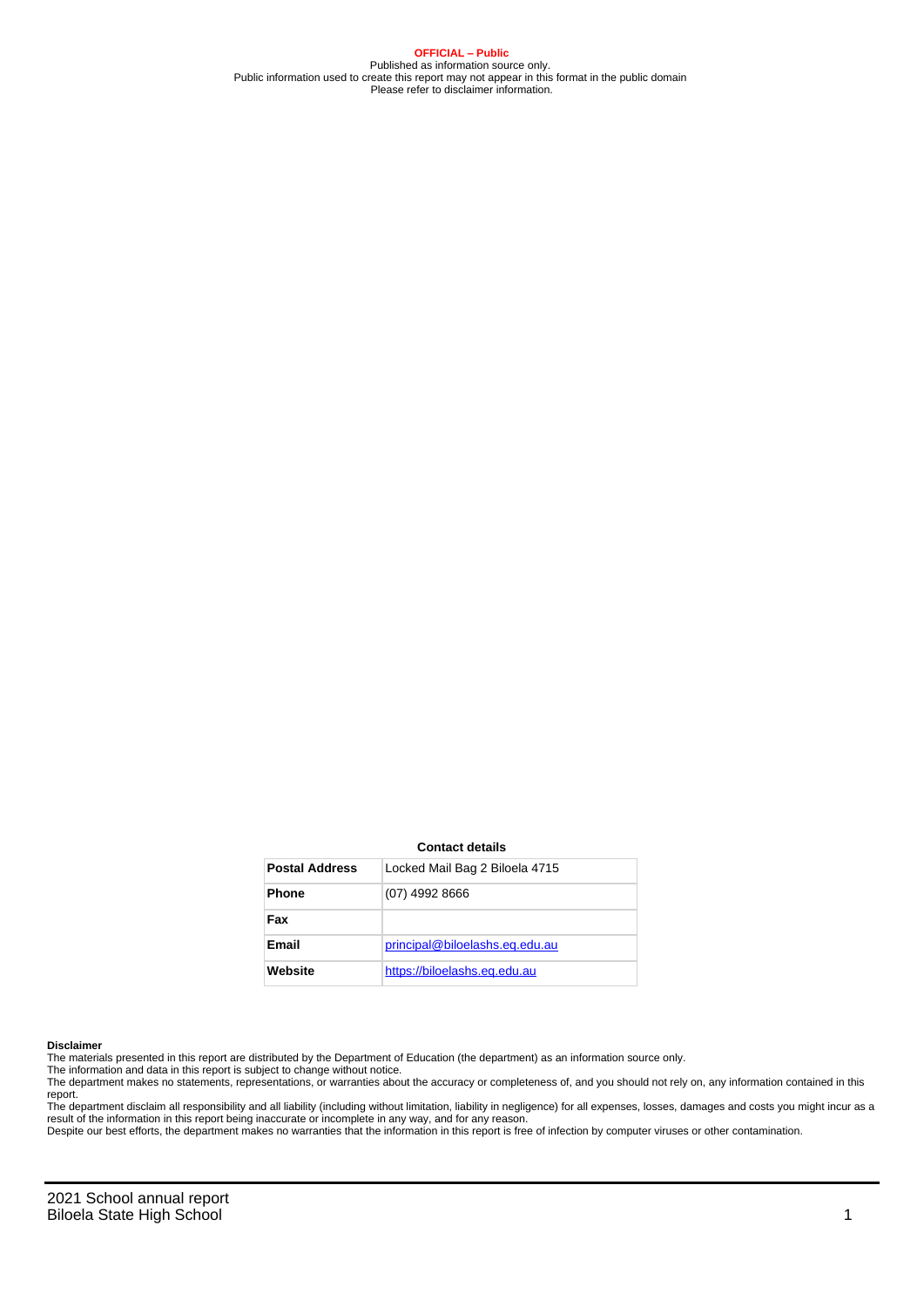**OFFICIAL – Public**
Published as information source only.
Public information used to create this report may not appear in this format in the public domain
Please refer to disclaimer information.

**Contact details**

| | |
|---|---|
| **Postal Address** | Locked Mail Bag 2 Biloela 4715 |
| **Phone** | (07) 4992 8666 |
| **Fax** | |
| **Email** | principal@biloelashs.eq.edu.au |
| **Website** | https://biloelashs.eq.edu.au |

**Disclaimer**

The materials presented in this report are distributed by the Department of Education (the department) as an information source only.

The information and data in this report is subject to change without notice.

The department makes no statements, representations, or warranties about the accuracy or completeness of, and you should not rely on, any information contained in this report.

The department disclaim all responsibility and all liability (including without limitation, liability in negligence) for all expenses, losses, damages and costs you might incur as a result of the information in this report being inaccurate or incomplete in any way, and for any reason.

Despite our best efforts, the department makes no warranties that the information in this report is free of infection by computer viruses or other contamination.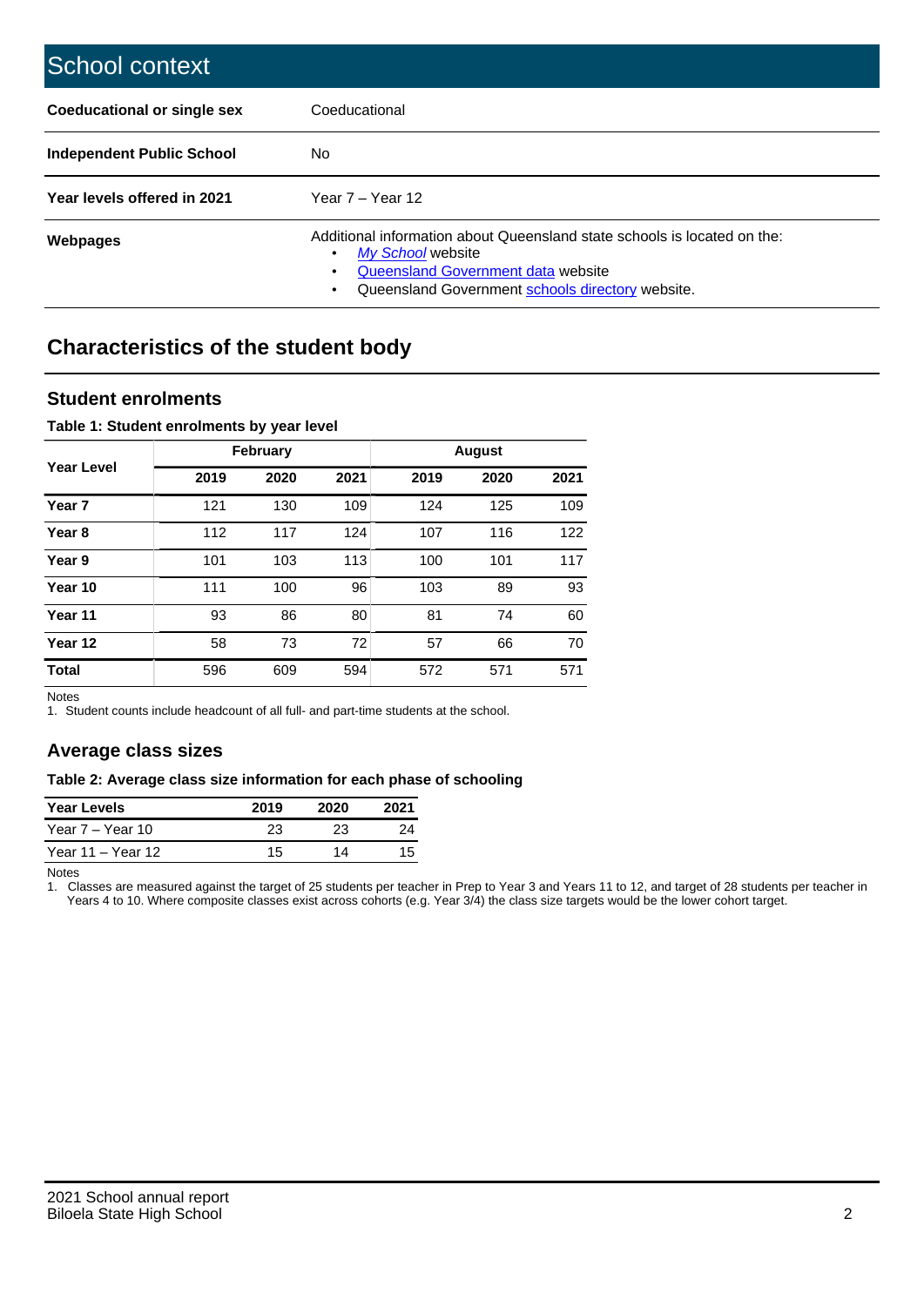# School context

| | |
|---|---|
| **Coeducational or single sex** | Coeducational |
| **Independent Public School** | No |
| **Year levels offered in 2021** | Year 7 – Year 12 |
| **Webpages** | Additional information about Queensland state schools is located on the:<br>• *My School* website<br>• Queensland Government data website<br>• Queensland Government schools directory website. |

## Characteristics of the student body

### Student enrolments

**Table 1: Student enrolments by year level**

| Year Level | February | | | August | | |
|---|---|---|---|---|---|---|
| | 2019 | 2020 | 2021 | 2019 | 2020 | 2021 |
| **Year 7** | 121 | 130 | 109 | 124 | 125 | 109 |
| **Year 8** | 112 | 117 | 124 | 107 | 116 | 122 |
| **Year 9** | 101 | 103 | 113 | 100 | 101 | 117 |
| **Year 10** | 111 | 100 | 96 | 103 | 89 | 93 |
| **Year 11** | 93 | 86 | 80 | 81 | 74 | 60 |
| **Year 12** | 58 | 73 | 72 | 57 | 66 | 70 |
| **Total** | 596 | 609 | 594 | 572 | 571 | 571 |

Notes
1. Student counts include headcount of all full- and part-time students at the school.

### Average class sizes

**Table 2: Average class size information for each phase of schooling**

| Year Levels | 2019 | 2020 | 2021 |
|---|---|---|---|
| Year 7 – Year 10 | 23 | 23 | 24 |
| Year 11 – Year 12 | 15 | 14 | 15 |

Notes
1. Classes are measured against the target of 25 students per teacher in Prep to Year 3 and Years 11 to 12, and target of 28 students per teacher in Years 4 to 10. Where composite classes exist across cohorts (e.g. Year 3/4) the class size targets would be the lower cohort target.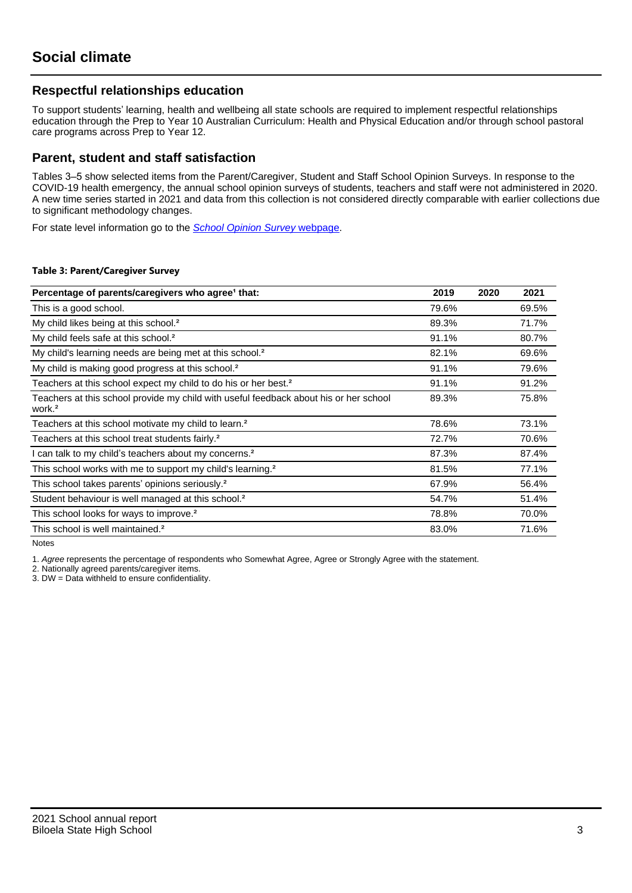# Social climate

## Respectful relationships education

To support students' learning, health and wellbeing all state schools are required to implement respectful relationships education through the Prep to Year 10 Australian Curriculum: Health and Physical Education and/or through school pastoral care programs across Prep to Year 12.

## Parent, student and staff satisfaction

Tables 3–5 show selected items from the Parent/Caregiver, Student and Staff School Opinion Surveys. In response to the COVID-19 health emergency, the annual school opinion surveys of students, teachers and staff were not administered in 2020. A new time series started in 2021 and data from this collection is not considered directly comparable with earlier collections due to significant methodology changes.

For state level information go to the *School Opinion Survey* webpage.

**Table 3: Parent/Caregiver Survey**

| Percentage of parents/caregivers who agree[1] that: | 2019 | 2020 | 2021 |
|---|---|---|---|
| This is a good school. | 79.6% | | 69.5% |
| My child likes being at this school.[2] | 89.3% | | 71.7% |
| My child feels safe at this school.[2] | 91.1% | | 80.7% |
| My child's learning needs are being met at this school.[2] | 82.1% | | 69.6% |
| My child is making good progress at this school.[2] | 91.1% | | 79.6% |
| Teachers at this school expect my child to do his or her best.[2] | 91.1% | | 91.2% |
| Teachers at this school provide my child with useful feedback about his or her school work.[2] | 89.3% | | 75.8% |
| Teachers at this school motivate my child to learn.[2] | 78.6% | | 73.1% |
| Teachers at this school treat students fairly.[2] | 72.7% | | 70.6% |
| I can talk to my child's teachers about my concerns.[2] | 87.3% | | 87.4% |
| This school works with me to support my child's learning.[2] | 81.5% | | 77.1% |
| This school takes parents' opinions seriously.[2] | 67.9% | | 56.4% |
| Student behaviour is well managed at this school.[2] | 54.7% | | 51.4% |
| This school looks for ways to improve.[2] | 78.8% | | 70.0% |
| This school is well maintained.[2] | 83.0% | | 71.6% |

Notes

1. *Agree* represents the percentage of respondents who Somewhat Agree, Agree or Strongly Agree with the statement.
2. Nationally agreed parents/caregiver items.
3. DW = Data withheld to ensure confidentiality.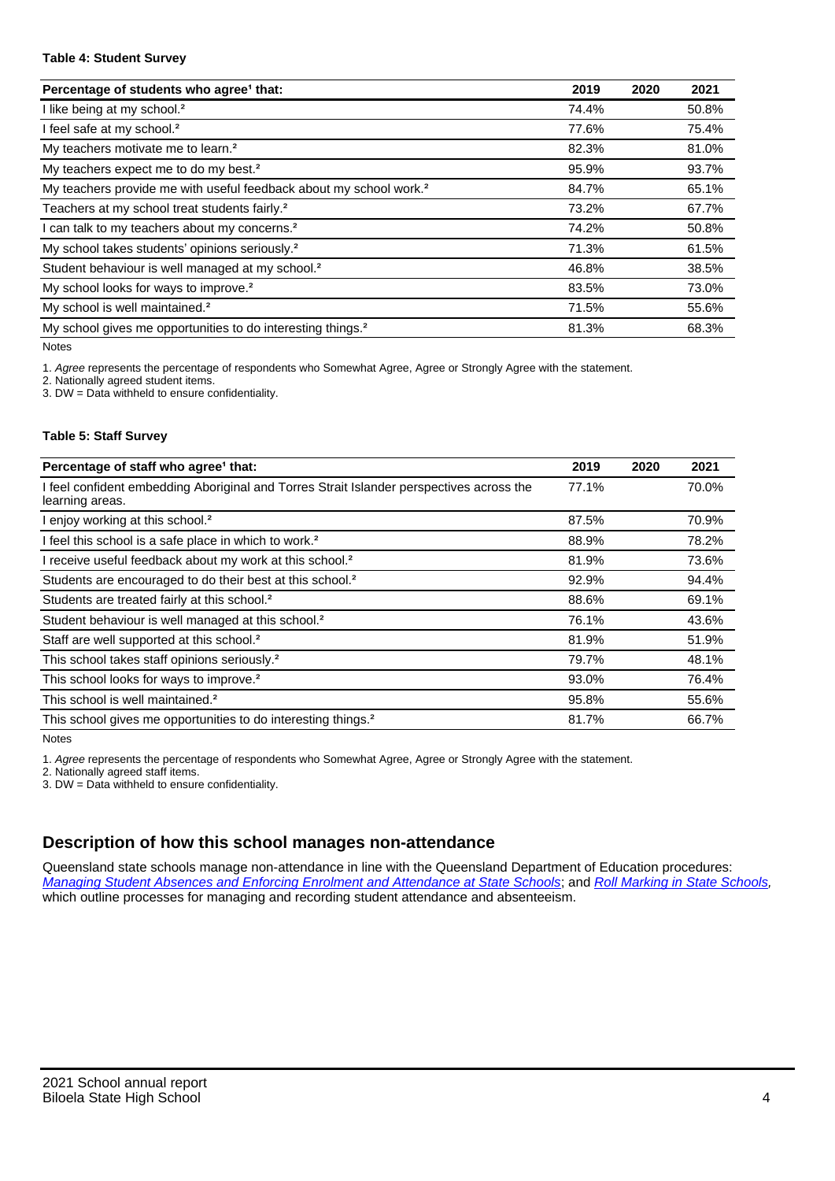#### Table 4: Student Survey

| Percentage of students who agree[1] that: | 2019 | 2020 | 2021 |
|---|---|---|---|
| I like being at my school.[2] | 74.4% | | 50.8% |
| I feel safe at my school.[2] | 77.6% | | 75.4% |
| My teachers motivate me to learn.[2] | 82.3% | | 81.0% |
| My teachers expect me to do my best.[2] | 95.9% | | 93.7% |
| My teachers provide me with useful feedback about my school work.[2] | 84.7% | | 65.1% |
| Teachers at my school treat students fairly.[2] | 73.2% | | 67.7% |
| I can talk to my teachers about my concerns.[2] | 74.2% | | 50.8% |
| My school takes students' opinions seriously.[2] | 71.3% | | 61.5% |
| Student behaviour is well managed at my school.[2] | 46.8% | | 38.5% |
| My school looks for ways to improve.[2] | 83.5% | | 73.0% |
| My school is well maintained.[2] | 71.5% | | 55.6% |
| My school gives me opportunities to do interesting things.[2] | 81.3% | | 68.3% |

Notes

1. *Agree* represents the percentage of respondents who Somewhat Agree, Agree or Strongly Agree with the statement.
2. Nationally agreed student items.
3. DW = Data withheld to ensure confidentiality.

#### Table 5: Staff Survey

| Percentage of staff who agree[1] that: | 2019 | 2020 | 2021 |
|---|---|---|---|
| I feel confident embedding Aboriginal and Torres Strait Islander perspectives across the learning areas. | 77.1% | | 70.0% |
| I enjoy working at this school.[2] | 87.5% | | 70.9% |
| I feel this school is a safe place in which to work.[2] | 88.9% | | 78.2% |
| I receive useful feedback about my work at this school.[2] | 81.9% | | 73.6% |
| Students are encouraged to do their best at this school.[2] | 92.9% | | 94.4% |
| Students are treated fairly at this school.[2] | 88.6% | | 69.1% |
| Student behaviour is well managed at this school.[2] | 76.1% | | 43.6% |
| Staff are well supported at this school.[2] | 81.9% | | 51.9% |
| This school takes staff opinions seriously.[2] | 79.7% | | 48.1% |
| This school looks for ways to improve.[2] | 93.0% | | 76.4% |
| This school is well maintained.[2] | 95.8% | | 55.6% |
| This school gives me opportunities to do interesting things.[2] | 81.7% | | 66.7% |

Notes

1. *Agree* represents the percentage of respondents who Somewhat Agree, Agree or Strongly Agree with the statement.
2. Nationally agreed staff items.
3. DW = Data withheld to ensure confidentiality.

## Description of how this school manages non-attendance

Queensland state schools manage non-attendance in line with the Queensland Department of Education procedures: *Managing Student Absences and Enforcing Enrolment and Attendance at State Schools*; and *Roll Marking in State Schools*, which outline processes for managing and recording student attendance and absenteeism.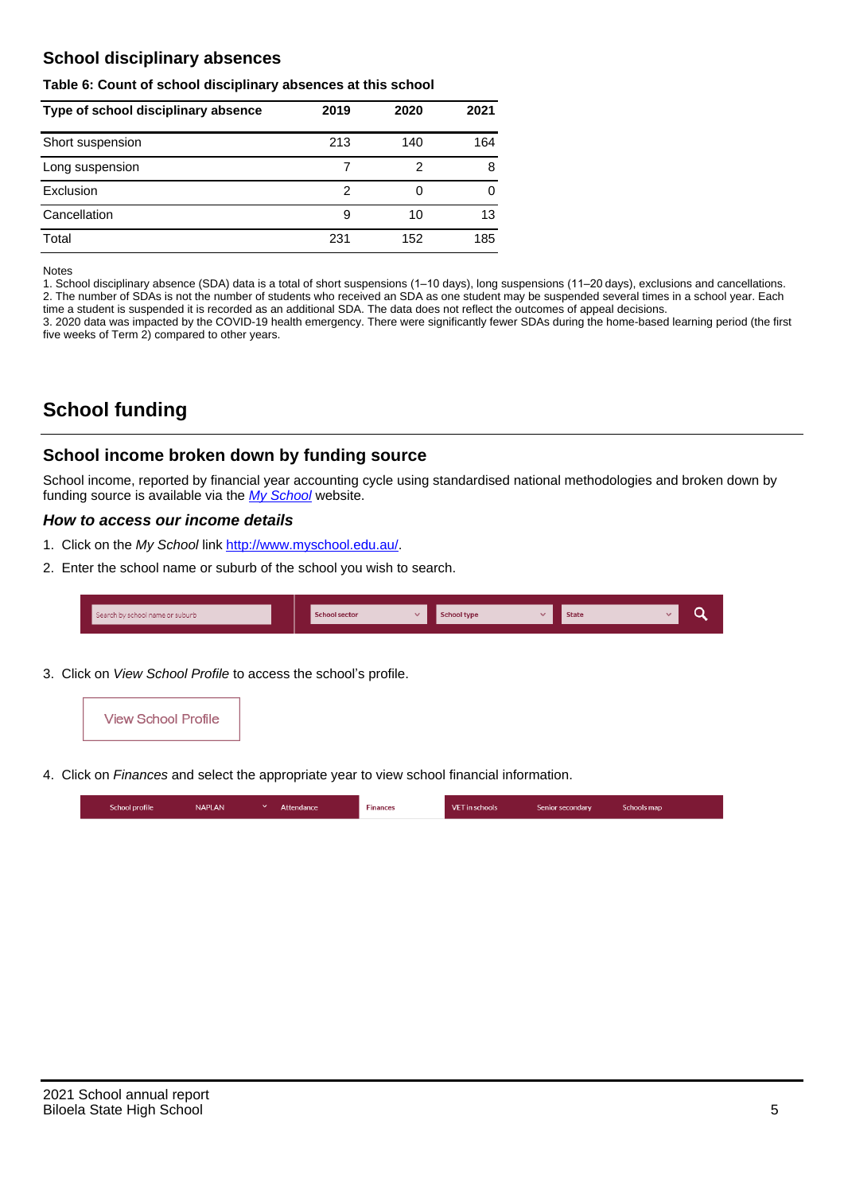## School disciplinary absences

**Table 6: Count of school disciplinary absences at this school**

| Type of school disciplinary absence | 2019 | 2020 | 2021 |
|---|---|---|---|
| Short suspension | 213 | 140 | 164 |
| Long suspension | 7 | 2 | 8 |
| Exclusion | 2 | 0 | 0 |
| Cancellation | 9 | 10 | 13 |
| Total | 231 | 152 | 185 |

Notes
1. School disciplinary absence (SDA) data is a total of short suspensions (1–10 days), long suspensions (11–20 days), exclusions and cancellations.
2. The number of SDAs is not the number of students who received an SDA as one student may be suspended several times in a school year. Each time a student is suspended it is recorded as an additional SDA. The data does not reflect the outcomes of appeal decisions.
3. 2020 data was impacted by the COVID-19 health emergency. There were significantly fewer SDAs during the home-based learning period (the first five weeks of Term 2) compared to other years.

# School funding

## School income broken down by funding source

School income, reported by financial year accounting cycle using standardised national methodologies and broken down by funding source is available via the *My School* website.

### *How to access our income details*

1. Click on the *My School* link http://www.myschool.edu.au/.
2. Enter the school name or suburb of the school you wish to search.

Search by school name or suburb | School sector | School type | State

3. Click on *View School Profile* to access the school's profile.

View School Profile

4. Click on *Finances* and select the appropriate year to view school financial information.

School profile | NAPLAN | Attendance | Finances | VET in schools | Senior secondary | Schools map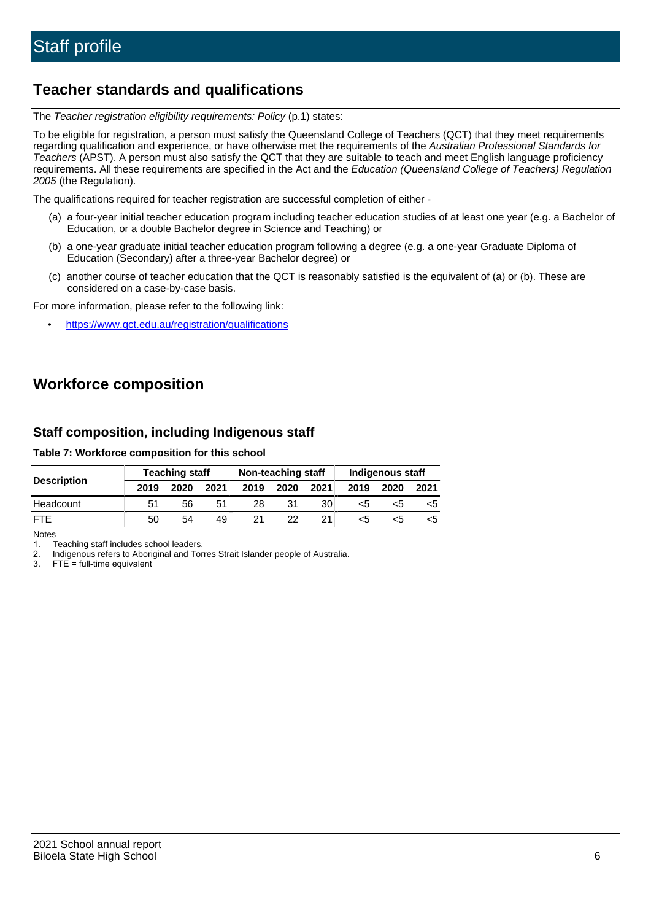# Staff profile

## Teacher standards and qualifications

The *Teacher registration eligibility requirements: Policy* (p.1) states:

To be eligible for registration, a person must satisfy the Queensland College of Teachers (QCT) that they meet requirements regarding qualification and experience, or have otherwise met the requirements of the *Australian Professional Standards for Teachers* (APST). A person must also satisfy the QCT that they are suitable to teach and meet English language proficiency requirements. All these requirements are specified in the Act and the *Education (Queensland College of Teachers) Regulation 2005* (the Regulation).

The qualifications required for teacher registration are successful completion of either -

(a) a four-year initial teacher education program including teacher education studies of at least one year (e.g. a Bachelor of Education, or a double Bachelor degree in Science and Teaching) or

(b) a one-year graduate initial teacher education program following a degree (e.g. a one-year Graduate Diploma of Education (Secondary) after a three-year Bachelor degree) or

(c) another course of teacher education that the QCT is reasonably satisfied is the equivalent of (a) or (b). These are considered on a case-by-case basis.

For more information, please refer to the following link:

- https://www.qct.edu.au/registration/qualifications

## Workforce composition

### Staff composition, including Indigenous staff

**Table 7: Workforce composition for this school**

| Description | Teaching staff | | | Non-teaching staff | | | Indigenous staff | | |
|---|---|---|---|---|---|---|---|---|---|
| | 2019 | 2020 | 2021 | 2019 | 2020 | 2021 | 2019 | 2020 | 2021 |
| Headcount | 51 | 56 | 51 | 28 | 31 | 30 | <5 | <5 | <5 |
| FTE | 50 | 54 | 49 | 21 | 22 | 21 | <5 | <5 | <5 |

Notes

1. Teaching staff includes school leaders.
2. Indigenous refers to Aboriginal and Torres Strait Islander people of Australia.
3. FTE = full-time equivalent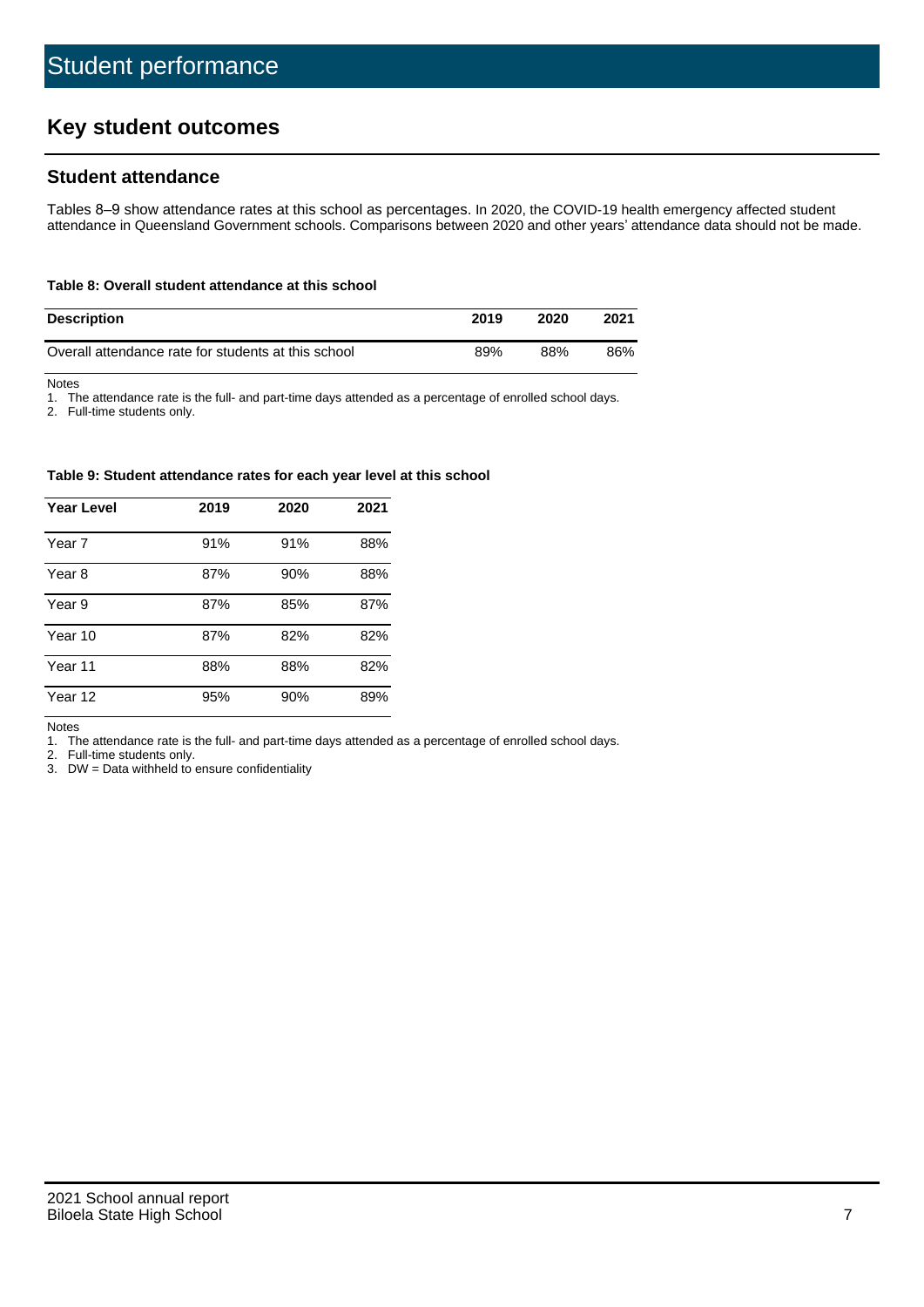# Student performance

## Key student outcomes

### Student attendance

Tables 8–9 show attendance rates at this school as percentages. In 2020, the COVID-19 health emergency affected student attendance in Queensland Government schools. Comparisons between 2020 and other years' attendance data should not be made.

**Table 8: Overall student attendance at this school**

| Description | 2019 | 2020 | 2021 |
|---|---|---|---|
| Overall attendance rate for students at this school | 89% | 88% | 86% |

Notes

1. The attendance rate is the full- and part-time days attended as a percentage of enrolled school days.
2. Full-time students only.

**Table 9: Student attendance rates for each year level at this school**

| Year Level | 2019 | 2020 | 2021 |
|---|---|---|---|
| Year 7 | 91% | 91% | 88% |
| Year 8 | 87% | 90% | 88% |
| Year 9 | 87% | 85% | 87% |
| Year 10 | 87% | 82% | 82% |
| Year 11 | 88% | 88% | 82% |
| Year 12 | 95% | 90% | 89% |

Notes

1. The attendance rate is the full- and part-time days attended as a percentage of enrolled school days.
2. Full-time students only.
3. DW = Data withheld to ensure confidentiality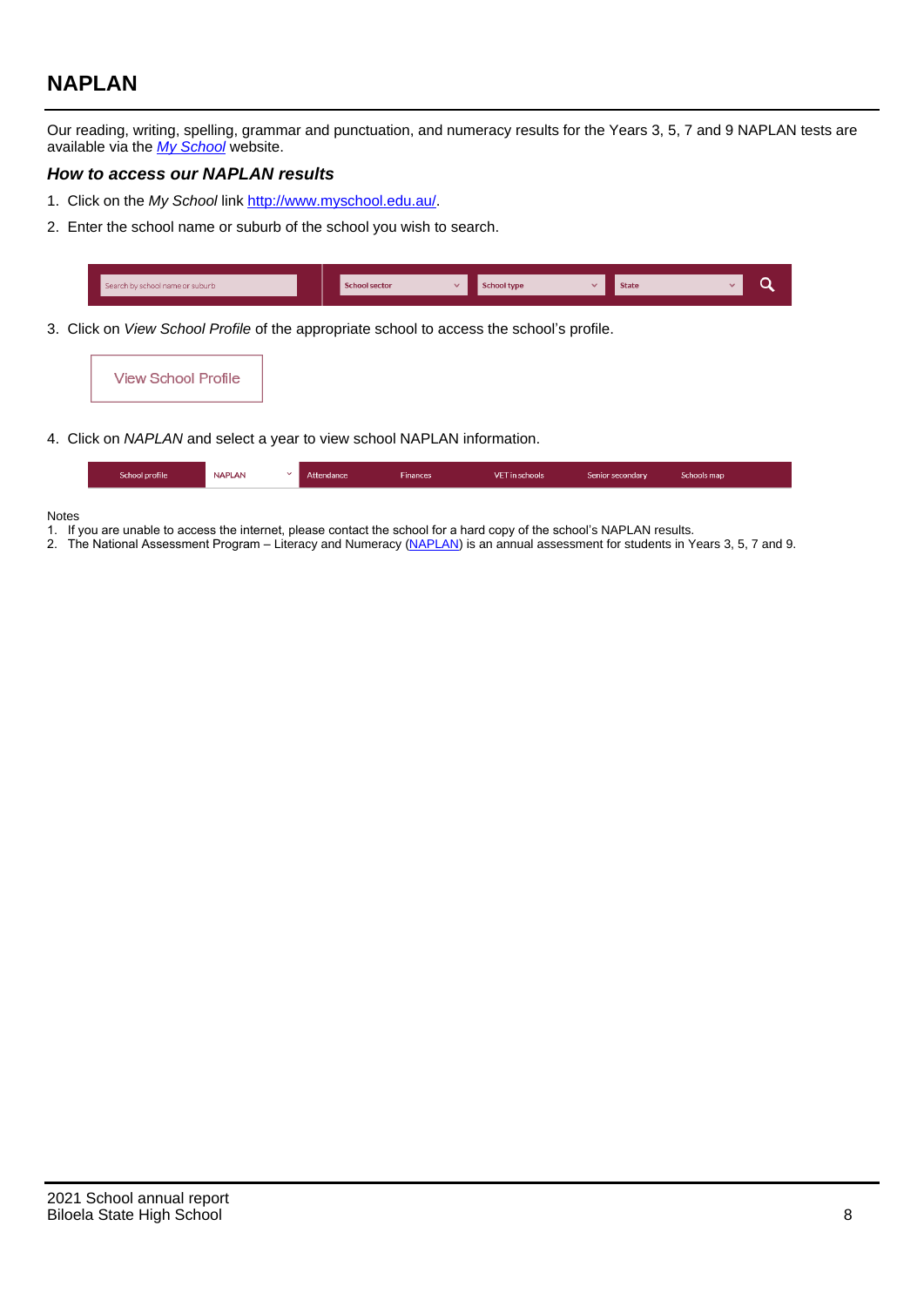## NAPLAN

Our reading, writing, spelling, grammar and punctuation, and numeracy results for the Years 3, 5, 7 and 9 NAPLAN tests are available via the *My School* website.

### *How to access our NAPLAN results*

1. Click on the *My School* link http://www.myschool.edu.au/.
2. Enter the school name or suburb of the school you wish to search.

| Search by school name or suburb | School sector | School type | State |
|---|---|---|---|

3. Click on *View School Profile* of the appropriate school to access the school's profile.

View School Profile

4. Click on *NAPLAN* and select a year to view school NAPLAN information.

| School profile | NAPLAN | Attendance | Finances | VET in schools | Senior secondary | Schools map |
|---|---|---|---|---|---|---|

Notes
1. If you are unable to access the internet, please contact the school for a hard copy of the school's NAPLAN results.
2. The National Assessment Program – Literacy and Numeracy (NAPLAN) is an annual assessment for students in Years 3, 5, 7 and 9.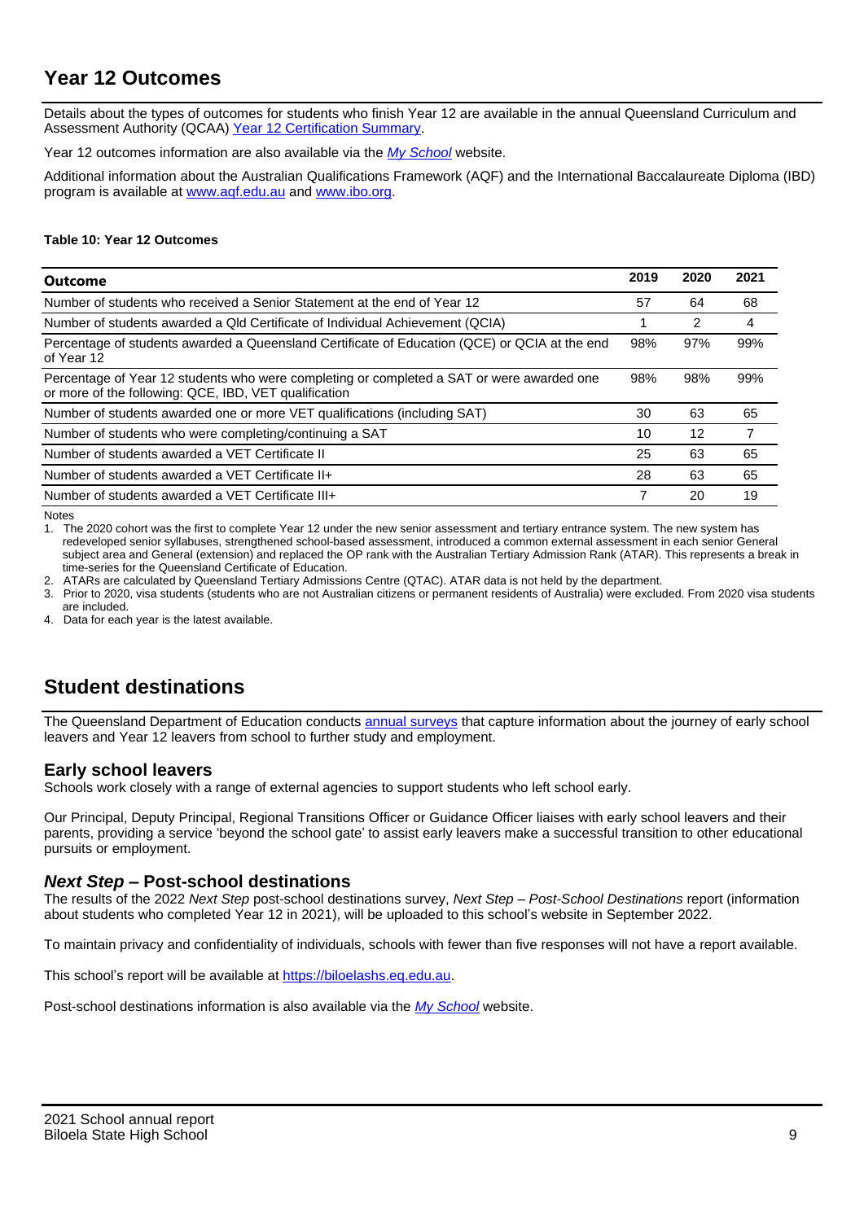## Year 12 Outcomes

Details about the types of outcomes for students who finish Year 12 are available in the annual Queensland Curriculum and Assessment Authority (QCAA) Year 12 Certification Summary.

Year 12 outcomes information are also available via the *My School* website.

Additional information about the Australian Qualifications Framework (AQF) and the International Baccalaureate Diploma (IBD) program is available at www.aqf.edu.au and www.ibo.org.

**Table 10: Year 12 Outcomes**

| Outcome | 2019 | 2020 | 2021 |
|---|---|---|---|
| Number of students who received a Senior Statement at the end of Year 12 | 57 | 64 | 68 |
| Number of students awarded a Qld Certificate of Individual Achievement (QCIA) | 1 | 2 | 4 |
| Percentage of students awarded a Queensland Certificate of Education (QCE) or QCIA at the end of Year 12 | 98% | 97% | 99% |
| Percentage of Year 12 students who were completing or completed a SAT or were awarded one or more of the following: QCE, IBD, VET qualification | 98% | 98% | 99% |
| Number of students awarded one or more VET qualifications (including SAT) | 30 | 63 | 65 |
| Number of students who were completing/continuing a SAT | 10 | 12 | 7 |
| Number of students awarded a VET Certificate II | 25 | 63 | 65 |
| Number of students awarded a VET Certificate II+ | 28 | 63 | 65 |
| Number of students awarded a VET Certificate III+ | 7 | 20 | 19 |

Notes

1. The 2020 cohort was the first to complete Year 12 under the new senior assessment and tertiary entrance system. The new system has redeveloped senior syllabuses, strengthened school-based assessment, introduced a common external assessment in each senior General subject area and General (extension) and replaced the OP rank with the Australian Tertiary Admission Rank (ATAR). This represents a break in time-series for the Queensland Certificate of Education.
2. ATARs are calculated by Queensland Tertiary Admissions Centre (QTAC). ATAR data is not held by the department.
3. Prior to 2020, visa students (students who are not Australian citizens or permanent residents of Australia) were excluded. From 2020 visa students are included.
4. Data for each year is the latest available.

## Student destinations

The Queensland Department of Education conducts annual surveys that capture information about the journey of early school leavers and Year 12 leavers from school to further study and employment.

### Early school leavers

Schools work closely with a range of external agencies to support students who left school early.

Our Principal, Deputy Principal, Regional Transitions Officer or Guidance Officer liaises with early school leavers and their parents, providing a service 'beyond the school gate' to assist early leavers make a successful transition to other educational pursuits or employment.

### *Next Step* – Post-school destinations

The results of the 2022 *Next Step* post-school destinations survey, *Next Step – Post-School Destinations* report (information about students who completed Year 12 in 2021), will be uploaded to this school's website in September 2022.

To maintain privacy and confidentiality of individuals, schools with fewer than five responses will not have a report available.

This school's report will be available at https://biloelashs.eq.edu.au.

Post-school destinations information is also available via the *My School* website.